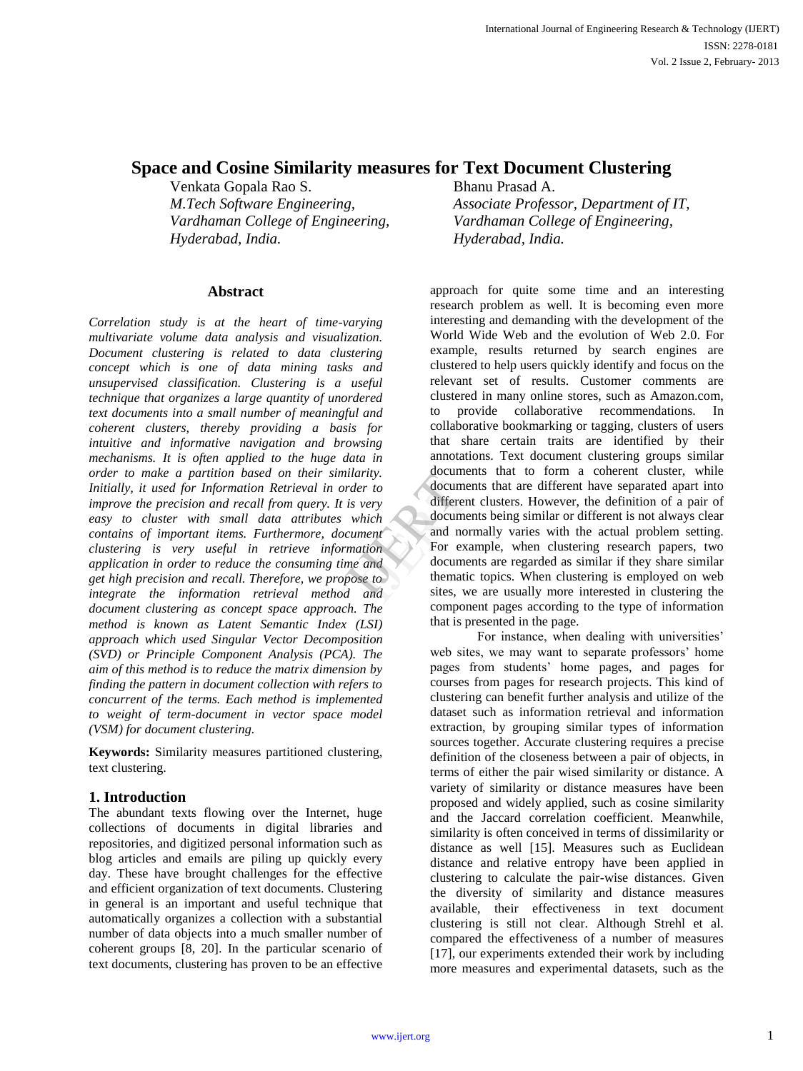# Space and Cosine Similarity measures for Text Document Clustering

Venkata Gopala Rao S.
*M.Tech Software Engineering,*
*Vardhaman College of Engineering,*
*Hyderabad, India.*

Bhanu Prasad A.
*Associate Professor, Department of IT,*
*Vardhaman College of Engineering,*
*Hyderabad, India.*

## Abstract

*Correlation study is at the heart of time-varying multivariate volume data analysis and visualization. Document clustering is related to data clustering concept which is one of data mining tasks and unsupervised classification. Clustering is a useful technique that organizes a large quantity of unordered text documents into a small number of meaningful and coherent clusters, thereby providing a basis for intuitive and informative navigation and browsing mechanisms. It is often applied to the huge data in order to make a partition based on their similarity. Initially, it used for Information Retrieval in order to improve the precision and recall from query. It is very easy to cluster with small data attributes which contains of important items. Furthermore, document clustering is very useful in retrieve information application in order to reduce the consuming time and get high precision and recall. Therefore, we propose to integrate the information retrieval method and document clustering as concept space approach. The method is known as Latent Semantic Index (LSI) approach which used Singular Vector Decomposition (SVD) or Principle Component Analysis (PCA). The aim of this method is to reduce the matrix dimension by finding the pattern in document collection with refers to concurrent of the terms. Each method is implemented to weight of term-document in vector space model (VSM) for document clustering.*

**Keywords:** Similarity measures partitioned clustering, text clustering.

## 1. Introduction

The abundant texts flowing over the Internet, huge collections of documents in digital libraries and repositories, and digitized personal information such as blog articles and emails are piling up quickly every day. These have brought challenges for the effective and efficient organization of text documents. Clustering in general is an important and useful technique that automatically organizes a collection with a substantial number of data objects into a much smaller number of coherent groups [8, 20]. In the particular scenario of text documents, clustering has proven to be an effective approach for quite some time and an interesting research problem as well. It is becoming even more interesting and demanding with the development of the World Wide Web and the evolution of Web 2.0. For example, results returned by search engines are clustered to help users quickly identify and focus on the relevant set of results. Customer comments are clustered in many online stores, such as Amazon.com, to provide collaborative recommendations. In collaborative bookmarking or tagging, clusters of users that share certain traits are identified by their annotations. Text document clustering groups similar documents that to form a coherent cluster, while documents that are different have separated apart into different clusters. However, the definition of a pair of documents being similar or different is not always clear and normally varies with the actual problem setting. For example, when clustering research papers, two documents are regarded as similar if they share similar thematic topics. When clustering is employed on web sites, we are usually more interested in clustering the component pages according to the type of information that is presented in the page.

For instance, when dealing with universities' web sites, we may want to separate professors' home pages from students' home pages, and pages for courses from pages for research projects. This kind of clustering can benefit further analysis and utilize of the dataset such as information retrieval and information extraction, by grouping similar types of information sources together. Accurate clustering requires a precise definition of the closeness between a pair of objects, in terms of either the pair wised similarity or distance. A variety of similarity or distance measures have been proposed and widely applied, such as cosine similarity and the Jaccard correlation coefficient. Meanwhile, similarity is often conceived in terms of dissimilarity or distance as well [15]. Measures such as Euclidean distance and relative entropy have been applied in clustering to calculate the pair-wise distances. Given the diversity of similarity and distance measures available, their effectiveness in text document clustering is still not clear. Although Strehl et al. compared the effectiveness of a number of measures [17], our experiments extended their work by including more measures and experimental datasets, such as the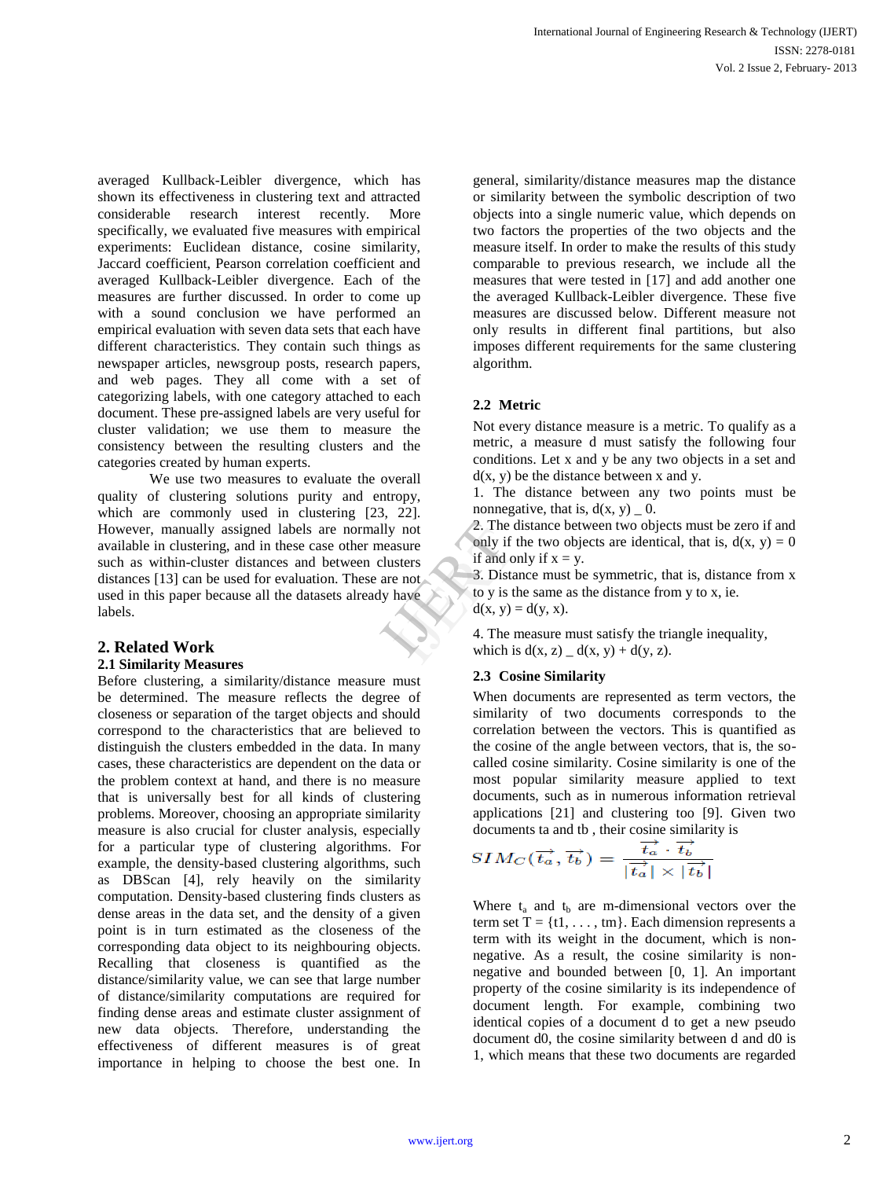averaged Kullback-Leibler divergence, which has shown its effectiveness in clustering text and attracted considerable research interest recently. More specifically, we evaluated five measures with empirical experiments: Euclidean distance, cosine similarity, Jaccard coefficient, Pearson correlation coefficient and averaged Kullback-Leibler divergence. Each of the measures are further discussed. In order to come up with a sound conclusion we have performed an empirical evaluation with seven data sets that each have different characteristics. They contain such things as newspaper articles, newsgroup posts, research papers, and web pages. They all come with a set of categorizing labels, with one category attached to each document. These pre-assigned labels are very useful for cluster validation; we use them to measure the consistency between the resulting clusters and the categories created by human experts.

We use two measures to evaluate the overall quality of clustering solutions purity and entropy, which are commonly used in clustering [23, 22]. However, manually assigned labels are normally not available in clustering, and in these case other measure such as within-cluster distances and between clusters distances [13] can be used for evaluation. These are not used in this paper because all the datasets already have labels.

## 2. Related Work

### 2.1 Similarity Measures

Before clustering, a similarity/distance measure must be determined. The measure reflects the degree of closeness or separation of the target objects and should correspond to the characteristics that are believed to distinguish the clusters embedded in the data. In many cases, these characteristics are dependent on the data or the problem context at hand, and there is no measure that is universally best for all kinds of clustering problems. Moreover, choosing an appropriate similarity measure is also crucial for cluster analysis, especially for a particular type of clustering algorithms. For example, the density-based clustering algorithms, such as DBScan [4], rely heavily on the similarity computation. Density-based clustering finds clusters as dense areas in the data set, and the density of a given point is in turn estimated as the closeness of the corresponding data object to its neighbouring objects. Recalling that closeness is quantified as the distance/similarity value, we can see that large number of distance/similarity computations are required for finding dense areas and estimate cluster assignment of new data objects. Therefore, understanding the effectiveness of different measures is of great importance in helping to choose the best one. In general, similarity/distance measures map the distance or similarity between the symbolic description of two objects into a single numeric value, which depends on two factors the properties of the two objects and the measure itself. In order to make the results of this study comparable to previous research, we include all the measures that were tested in [17] and add another one the averaged Kullback-Leibler divergence. These five measures are discussed below. Different measure not only results in different final partitions, but also imposes different requirements for the same clustering algorithm.

### 2.2 Metric

Not every distance measure is a metric. To qualify as a metric, a measure d must satisfy the following four conditions. Let x and y be any two objects in a set and d(x, y) be the distance between x and y.

1. The distance between any two points must be nonnegative, that is, d(x, y) _ 0.
2. The distance between two objects must be zero if and only if the two objects are identical, that is, d(x, y) = 0 if and only if x = y.
3. Distance must be symmetric, that is, distance from x to y is the same as the distance from y to x, ie. d(x, y) = d(y, x).
4. The measure must satisfy the triangle inequality, which is d(x, z) _ d(x, y) + d(y, z).

### 2.3 Cosine Similarity

When documents are represented as term vectors, the similarity of two documents corresponds to the correlation between the vectors. This is quantified as the cosine of the angle between vectors, that is, the so-called cosine similarity. Cosine similarity is one of the most popular similarity measure applied to text documents, such as in numerous information retrieval applications [21] and clustering too [9]. Given two documents ta and tb , their cosine similarity is

$$SIM_C(\vec{t_a}, \vec{t_b}) = \frac{\vec{t_a} \cdot \vec{t_b}}{|\vec{t_a}| \times |\vec{t_b}|}$$

Where $t_a$ and $t_b$ are m-dimensional vectors over the term set T = {t1, . . . , tm}. Each dimension represents a term with its weight in the document, which is non-negative. As a result, the cosine similarity is non-negative and bounded between [0, 1]. An important property of the cosine similarity is its independence of document length. For example, combining two identical copies of a document d to get a new pseudo document d0, the cosine similarity between d and d0 is 1, which means that these two documents are regarded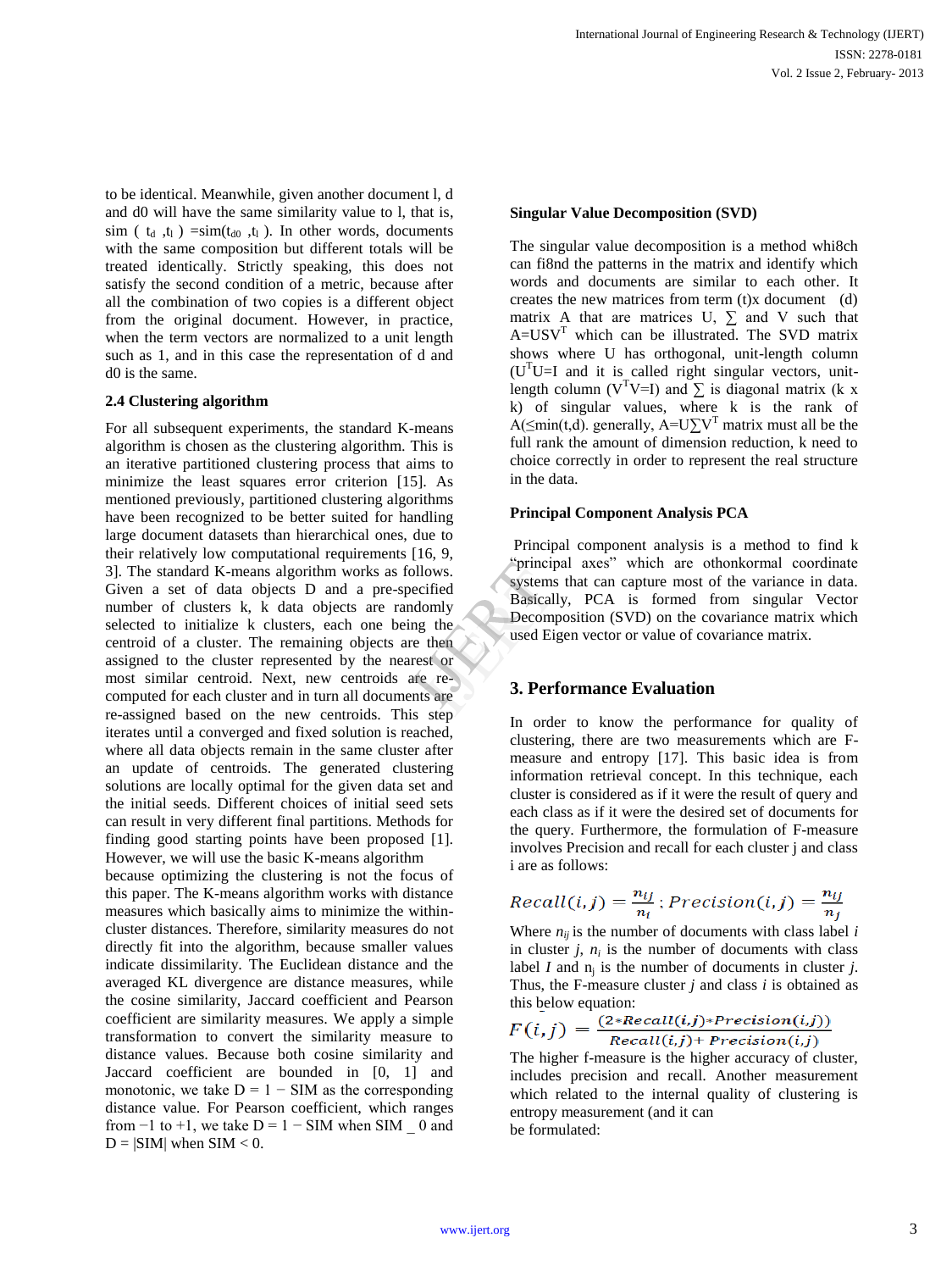to be identical. Meanwhile, given another document l, d and d0 will have the same similarity value to l, that is, sim ( $t_d$ ,$t_l$ ) =sim($t_{d0}$ ,$t_l$ ). In other words, documents with the same composition but different totals will be treated identically. Strictly speaking, this does not satisfy the second condition of a metric, because after all the combination of two copies is a different object from the original document. However, in practice, when the term vectors are normalized to a unit length such as 1, and in this case the representation of d and d0 is the same.

### 2.4 Clustering algorithm

For all subsequent experiments, the standard K-means algorithm is chosen as the clustering algorithm. This is an iterative partitioned clustering process that aims to minimize the least squares error criterion [15]. As mentioned previously, partitioned clustering algorithms have been recognized to be better suited for handling large document datasets than hierarchical ones, due to their relatively low computational requirements [16, 9, 3]. The standard K-means algorithm works as follows. Given a set of data objects D and a pre-specified number of clusters k, k data objects are randomly selected to initialize k clusters, each one being the centroid of a cluster. The remaining objects are then assigned to the cluster represented by the nearest or most similar centroid. Next, new centroids are re-computed for each cluster and in turn all documents are re-assigned based on the new centroids. This step iterates until a converged and fixed solution is reached, where all data objects remain in the same cluster after an update of centroids. The generated clustering solutions are locally optimal for the given data set and the initial seeds. Different choices of initial seed sets can result in very different final partitions. Methods for finding good starting points have been proposed [1]. However, we will use the basic K-means algorithm because optimizing the clustering is not the focus of this paper. The K-means algorithm works with distance measures which basically aims to minimize the within-cluster distances. Therefore, similarity measures do not directly fit into the algorithm, because smaller values indicate dissimilarity. The Euclidean distance and the averaged KL divergence are distance measures, while the cosine similarity, Jaccard coefficient and Pearson coefficient are similarity measures. We apply a simple transformation to convert the similarity measure to distance values. Because both cosine similarity and Jaccard coefficient are bounded in [0, 1] and monotonic, we take D = 1 − SIM as the corresponding distance value. For Pearson coefficient, which ranges from −1 to +1, we take D = 1 − SIM when SIM _ 0 and D = |SIM| when SIM < 0.

**Singular Value Decomposition (SVD)**

The singular value decomposition is a method whi8ch can fi8nd the patterns in the matrix and identify which words and documents are similar to each other. It creates the new matrices from term (t)x document (d) matrix A that are matrices U, ∑ and V such that $A=USV^T$ which can be illustrated. The SVD matrix shows where U has orthogonal, unit-length column ($U^TU=I$ and it is called right singular vectors, unit-length column ($V^TV=I$) and ∑ is diagonal matrix (k x k) of singular values, where k is the rank of A(≤min(t,d). generally, $A=U\sum V^T$ matrix must all be the full rank the amount of dimension reduction, k need to choice correctly in order to represent the real structure in the data.

**Principal Component Analysis PCA**

Principal component analysis is a method to find k "principal axes" which are othonkormal coordinate systems that can capture most of the variance in data. Basically, PCA is formed from singular Vector Decomposition (SVD) on the covariance matrix which used Eigen vector or value of covariance matrix.

## 3. Performance Evaluation

In order to know the performance for quality of clustering, there are two measurements which are F-measure and entropy [17]. This basic idea is from information retrieval concept. In this technique, each cluster is considered as if it were the result of query and each class as if it were the desired set of documents for the query. Furthermore, the formulation of F-measure involves Precision and recall for each cluster j and class i are as follows:

$$Recall(i,j) = \frac{n_{ij}}{n_i} ; Precision(i,j) = \frac{n_{ij}}{n_j}$$

Where $n_{ij}$ is the number of documents with class label *i* in cluster *j*, $n_i$ is the number of documents with class label *I* and $n_j$ is the number of documents in cluster *j*. Thus, the F-measure cluster *j* and class *i* is obtained as this below equation:

$$F(i,j) = \frac{(2*Recall(i,j)*Precision(i,j))}{Recall(i,j)+Precision(i,j)}$$

The higher f-measure is the higher accuracy of cluster, includes precision and recall. Another measurement which related to the internal quality of clustering is entropy measurement (and it can be formulated: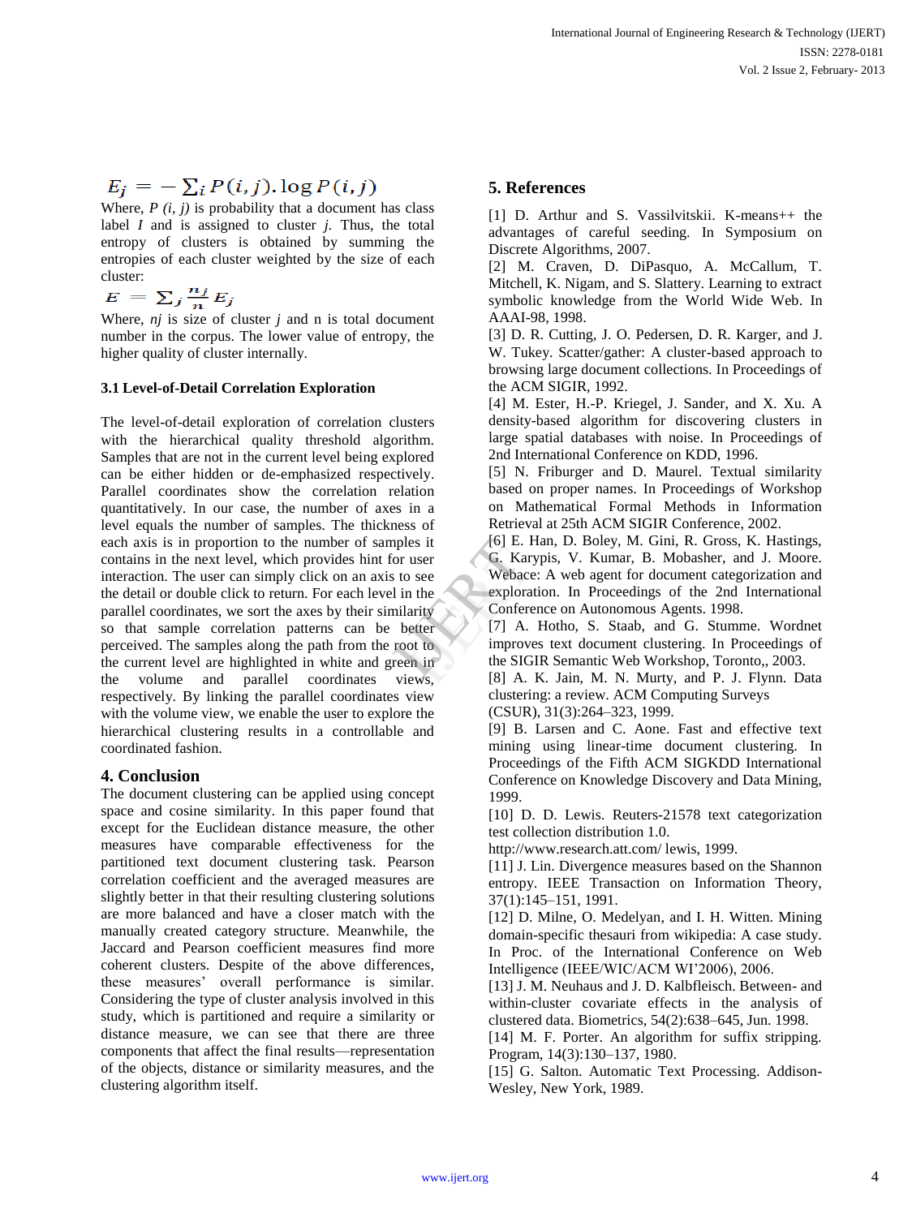$$E_j = -\sum_i P(i,j).\log P(i,j)$$

Where, $P(i, j)$ is probability that a document has class label $I$ and is assigned to cluster $j$. Thus, the total entropy of clusters is obtained by summing the entropies of each cluster weighted by the size of each cluster:

$$E = \sum_j \frac{n_j}{n} E_j$$

Where, $nj$ is size of cluster $j$ and n is total document number in the corpus. The lower value of entropy, the higher quality of cluster internally.

### 3.1 Level-of-Detail Correlation Exploration

The level-of-detail exploration of correlation clusters with the hierarchical quality threshold algorithm. Samples that are not in the current level being explored can be either hidden or de-emphasized respectively. Parallel coordinates show the correlation relation quantitatively. In our case, the number of axes in a level equals the number of samples. The thickness of each axis is in proportion to the number of samples it contains in the next level, which provides hint for user interaction. The user can simply click on an axis to see the detail or double click to return. For each level in the parallel coordinates, we sort the axes by their similarity so that sample correlation patterns can be better perceived. The samples along the path from the root to the current level are highlighted in white and green in the volume and parallel coordinates views, respectively. By linking the parallel coordinates view with the volume view, we enable the user to explore the hierarchical clustering results in a controllable and coordinated fashion.

## 4. Conclusion

The document clustering can be applied using concept space and cosine similarity. In this paper found that except for the Euclidean distance measure, the other measures have comparable effectiveness for the partitioned text document clustering task. Pearson correlation coefficient and the averaged measures are slightly better in that their resulting clustering solutions are more balanced and have a closer match with the manually created category structure. Meanwhile, the Jaccard and Pearson coefficient measures find more coherent clusters. Despite of the above differences, these measures' overall performance is similar. Considering the type of cluster analysis involved in this study, which is partitioned and require a similarity or distance measure, we can see that there are three components that affect the final results—representation of the objects, distance or similarity measures, and the clustering algorithm itself.

## 5. References

[1] D. Arthur and S. Vassilvitskii. K-means++ the advantages of careful seeding. In Symposium on Discrete Algorithms, 2007.

[2] M. Craven, D. DiPasquo, A. McCallum, T. Mitchell, K. Nigam, and S. Slattery. Learning to extract symbolic knowledge from the World Wide Web. In AAAI-98, 1998.

[3] D. R. Cutting, J. O. Pedersen, D. R. Karger, and J. W. Tukey. Scatter/gather: A cluster-based approach to browsing large document collections. In Proceedings of the ACM SIGIR, 1992.

[4] M. Ester, H.-P. Kriegel, J. Sander, and X. Xu. A density-based algorithm for discovering clusters in large spatial databases with noise. In Proceedings of 2nd International Conference on KDD, 1996.

[5] N. Friburger and D. Maurel. Textual similarity based on proper names. In Proceedings of Workshop on Mathematical Formal Methods in Information Retrieval at 25th ACM SIGIR Conference, 2002.

[6] E. Han, D. Boley, M. Gini, R. Gross, K. Hastings, G. Karypis, V. Kumar, B. Mobasher, and J. Moore. Webace: A web agent for document categorization and exploration. In Proceedings of the 2nd International Conference on Autonomous Agents. 1998.

[7] A. Hotho, S. Staab, and G. Stumme. Wordnet improves text document clustering. In Proceedings of the SIGIR Semantic Web Workshop, Toronto,, 2003.

[8] A. K. Jain, M. N. Murty, and P. J. Flynn. Data clustering: a review. ACM Computing Surveys (CSUR), 31(3):264–323, 1999.

[9] B. Larsen and C. Aone. Fast and effective text mining using linear-time document clustering. In Proceedings of the Fifth ACM SIGKDD International Conference on Knowledge Discovery and Data Mining, 1999.

[10] D. D. Lewis. Reuters-21578 text categorization test collection distribution 1.0. http://www.research.att.com/ lewis, 1999.

[11] J. Lin. Divergence measures based on the Shannon entropy. IEEE Transaction on Information Theory, 37(1):145–151, 1991.

[12] D. Milne, O. Medelyan, and I. H. Witten. Mining domain-specific thesauri from wikipedia: A case study. In Proc. of the International Conference on Web Intelligence (IEEE/WIC/ACM WI'2006), 2006.

[13] J. M. Neuhaus and J. D. Kalbfleisch. Between- and within-cluster covariate effects in the analysis of clustered data. Biometrics, 54(2):638–645, Jun. 1998.

[14] M. F. Porter. An algorithm for suffix stripping. Program, 14(3):130–137, 1980.

[15] G. Salton. Automatic Text Processing. Addison-Wesley, New York, 1989.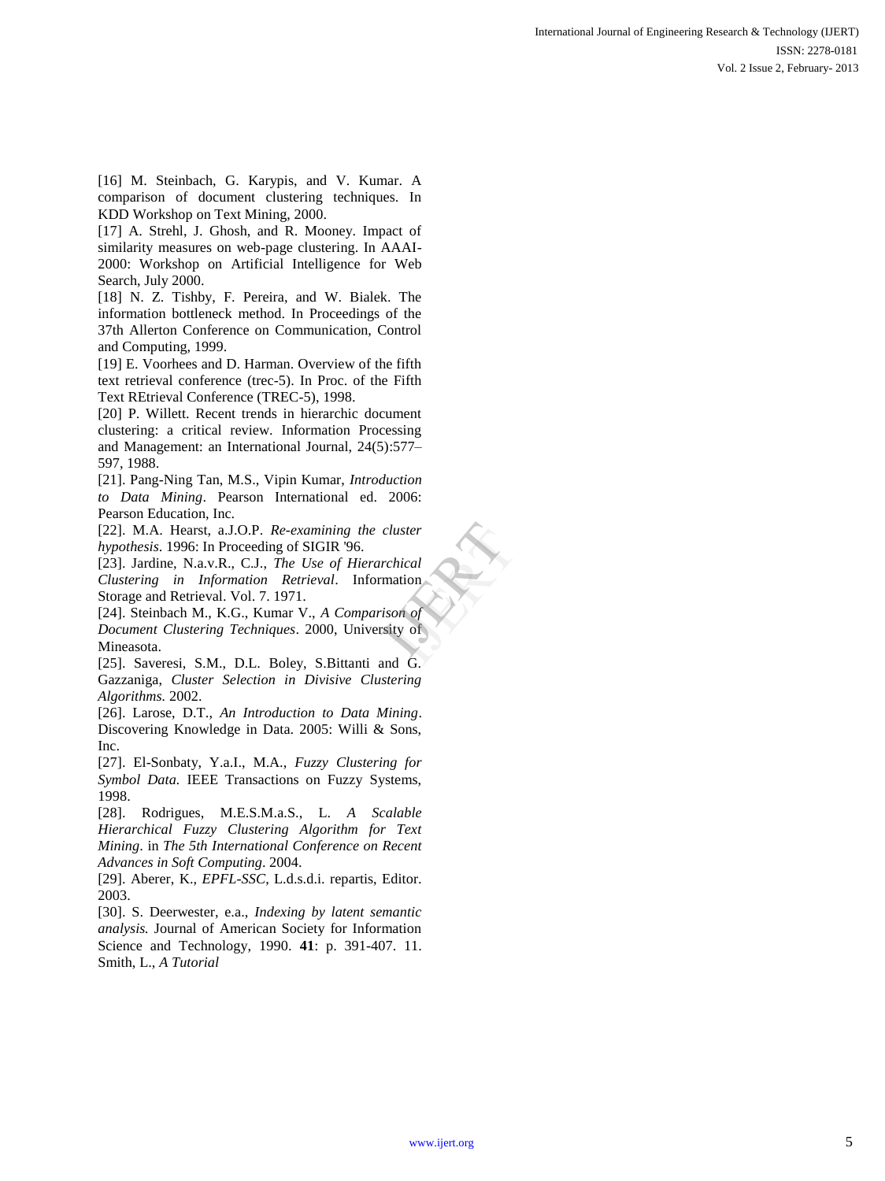[16] M. Steinbach, G. Karypis, and V. Kumar. A comparison of document clustering techniques. In KDD Workshop on Text Mining, 2000.

[17] A. Strehl, J. Ghosh, and R. Mooney. Impact of similarity measures on web-page clustering. In AAAI-2000: Workshop on Artificial Intelligence for Web Search, July 2000.

[18] N. Z. Tishby, F. Pereira, and W. Bialek. The information bottleneck method. In Proceedings of the 37th Allerton Conference on Communication, Control and Computing, 1999.

[19] E. Voorhees and D. Harman. Overview of the fifth text retrieval conference (trec-5). In Proc. of the Fifth Text REtrieval Conference (TREC-5), 1998.

[20] P. Willett. Recent trends in hierarchic document clustering: a critical review. Information Processing and Management: an International Journal, 24(5):577–597, 1988.

[21]. Pang-Ning Tan, M.S., Vipin Kumar, *Introduction to Data Mining*. Pearson International ed. 2006: Pearson Education, Inc.

[22]. M.A. Hearst, a.J.O.P. *Re-examining the cluster hypothesis*. 1996: In Proceeding of SIGIR '96.

[23]. Jardine, N.a.v.R., C.J., *The Use of Hierarchical Clustering in Information Retrieval*. Information Storage and Retrieval. Vol. 7. 1971.

[24]. Steinbach M., K.G., Kumar V., *A Comparison of Document Clustering Techniques*. 2000, University of Mineasota.

[25]. Saveresi, S.M., D.L. Boley, S.Bittanti and G. Gazzaniga, *Cluster Selection in Divisive Clustering Algorithms*. 2002.

[26]. Larose, D.T., *An Introduction to Data Mining*. Discovering Knowledge in Data. 2005: Willi & Sons, Inc.

[27]. El-Sonbaty, Y.a.I., M.A., *Fuzzy Clustering for Symbol Data*. IEEE Transactions on Fuzzy Systems, 1998.

[28]. Rodrigues, M.E.S.M.a.S., L. *A Scalable Hierarchical Fuzzy Clustering Algorithm for Text Mining*. in *The 5th International Conference on Recent Advances in Soft Computing*. 2004.

[29]. Aberer, K., *EPFL-SSC*, L.d.s.d.i. repartis, Editor. 2003.

[30]. S. Deerwester, e.a., *Indexing by latent semantic analysis.* Journal of American Society for Information Science and Technology, 1990. **41**: p. 391-407. 11. Smith, L., *A Tutorial*